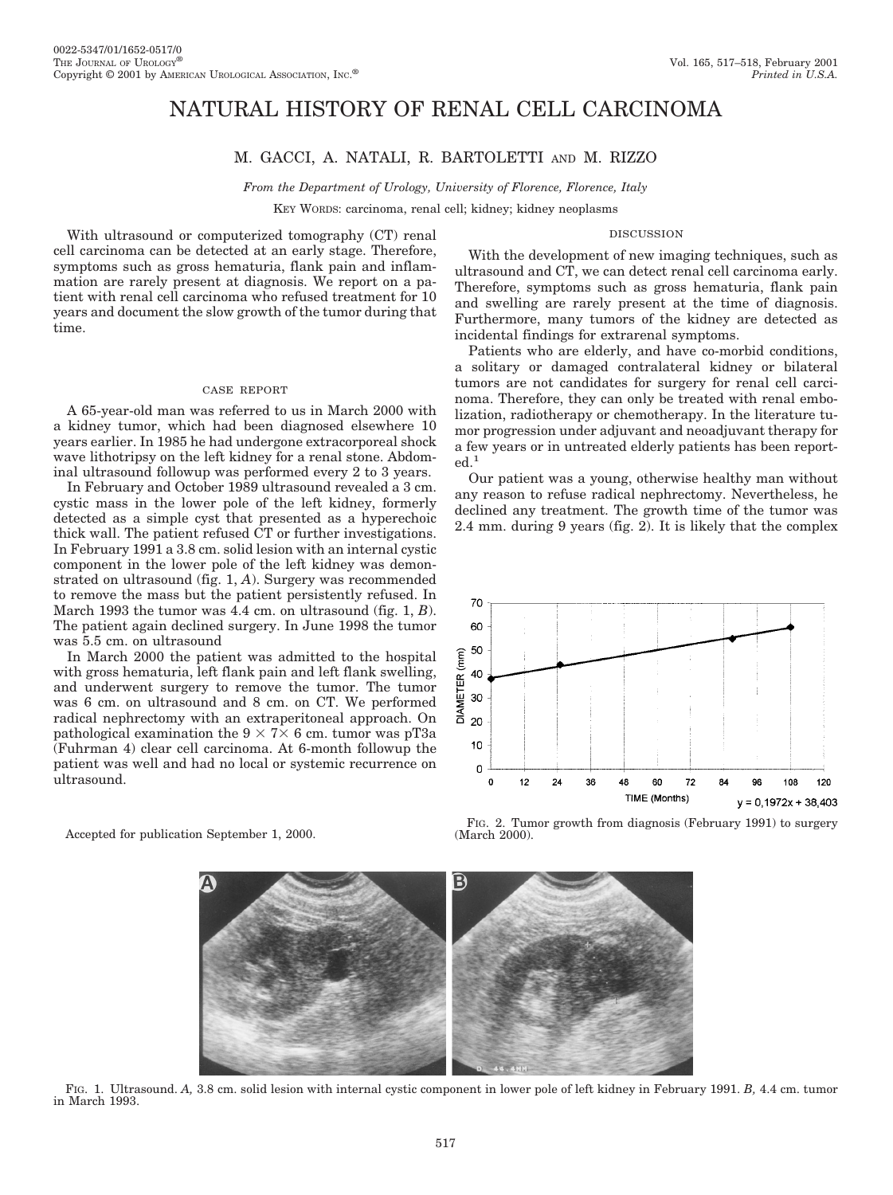# NATURAL HISTORY OF RENAL CELL CARCINOMA

M. GACCI, A. NATALI, R. BARTOLETTI AND M. RIZZO

*From the Department of Urology, University of Florence, Florence, Italy*

KEY WORDS: carcinoma, renal cell; kidney; kidney neoplasms

With ultrasound or computerized tomography (CT) renal cell carcinoma can be detected at an early stage. Therefore, symptoms such as gross hematuria, flank pain and inflammation are rarely present at diagnosis. We report on a patient with renal cell carcinoma who refused treatment for 10 years and document the slow growth of the tumor during that time.

## CASE REPORT

A 65-year-old man was referred to us in March 2000 with a kidney tumor, which had been diagnosed elsewhere 10 years earlier. In 1985 he had undergone extracorporeal shock wave lithotripsy on the left kidney for a renal stone. Abdominal ultrasound followup was performed every 2 to 3 years.

In February and October 1989 ultrasound revealed a 3 cm. cystic mass in the lower pole of the left kidney, formerly detected as a simple cyst that presented as a hyperechoic thick wall. The patient refused CT or further investigations. In February 1991 a 3.8 cm. solid lesion with an internal cystic component in the lower pole of the left kidney was demonstrated on ultrasound (fig. 1, *A*). Surgery was recommended to remove the mass but the patient persistently refused. In March 1993 the tumor was 4.4 cm. on ultrasound (fig. 1, *B*). The patient again declined surgery. In June 1998 the tumor was 5.5 cm. on ultrasound

In March 2000 the patient was admitted to the hospital with gross hematuria, left flank pain and left flank swelling, and underwent surgery to remove the tumor. The tumor was 6 cm. on ultrasound and 8 cm. on CT. We performed radical nephrectomy with an extraperitoneal approach. On pathological examination the 9 × 7× 6 cm. tumor was pT3a (Fuhrman 4) clear cell carcinoma. At 6-month followup the patient was well and had no local or systemic recurrence on ultrasound.

Accepted for publication September 1, 2000.

## DISCUSSION

With the development of new imaging techniques, such as ultrasound and CT, we can detect renal cell carcinoma early. Therefore, symptoms such as gross hematuria, flank pain and swelling are rarely present at the time of diagnosis. Furthermore, many tumors of the kidney are detected as incidental findings for extrarenal symptoms.

Patients who are elderly, and have co-morbid conditions, a solitary or damaged contralateral kidney or bilateral tumors are not candidates for surgery for renal cell carcinoma. Therefore, they can only be treated with renal embolization, radiotherapy or chemotherapy. In the literature tumor progression under adjuvant and neoadjuvant therapy for a few years or in untreated elderly patients has been reported.[1]

Our patient was a young, otherwise healthy man without any reason to refuse radical nephrectomy. Nevertheless, he declined any treatment. The growth time of the tumor was 2.4 mm. during 9 years (fig. 2). It is likely that the complex

$y = 0,1972x + 38,403$

FIG. 2. Tumor growth from diagnosis (February 1991) to surgery (March 2000).

FIG. 1. Ultrasound. *A,* 3.8 cm. solid lesion with internal cystic component in lower pole of left kidney in February 1991. *B,* 4.4 cm. tumor in March 1993.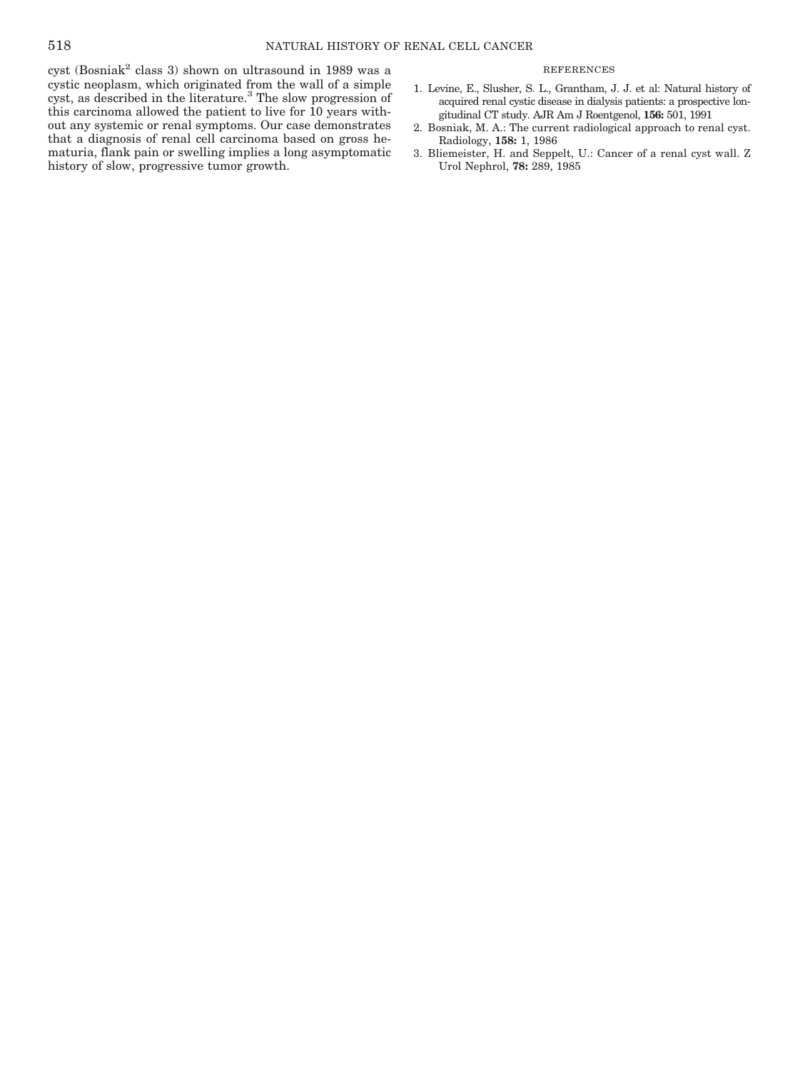cyst (Bosniak[2] class 3) shown on ultrasound in 1989 was a cystic neoplasm, which originated from the wall of a simple cyst, as described in the literature.[3] The slow progression of this carcinoma allowed the patient to live for 10 years without any systemic or renal symptoms. Our case demonstrates that a diagnosis of renal cell carcinoma based on gross hematuria, flank pain or swelling implies a long asymptomatic history of slow, progressive tumor growth.

## REFERENCES

1. Levine, E., Slusher, S. L., Grantham, J. J. et al: Natural history of acquired renal cystic disease in dialysis patients: a prospective longitudinal CT study. AJR Am J Roentgenol, **156:** 501, 1991
2. Bosniak, M. A.: The current radiological approach to renal cyst. Radiology, **158:** 1, 1986
3. Bliemeister, H. and Seppelt, U.: Cancer of a renal cyst wall. Z Urol Nephrol, **78:** 289, 1985